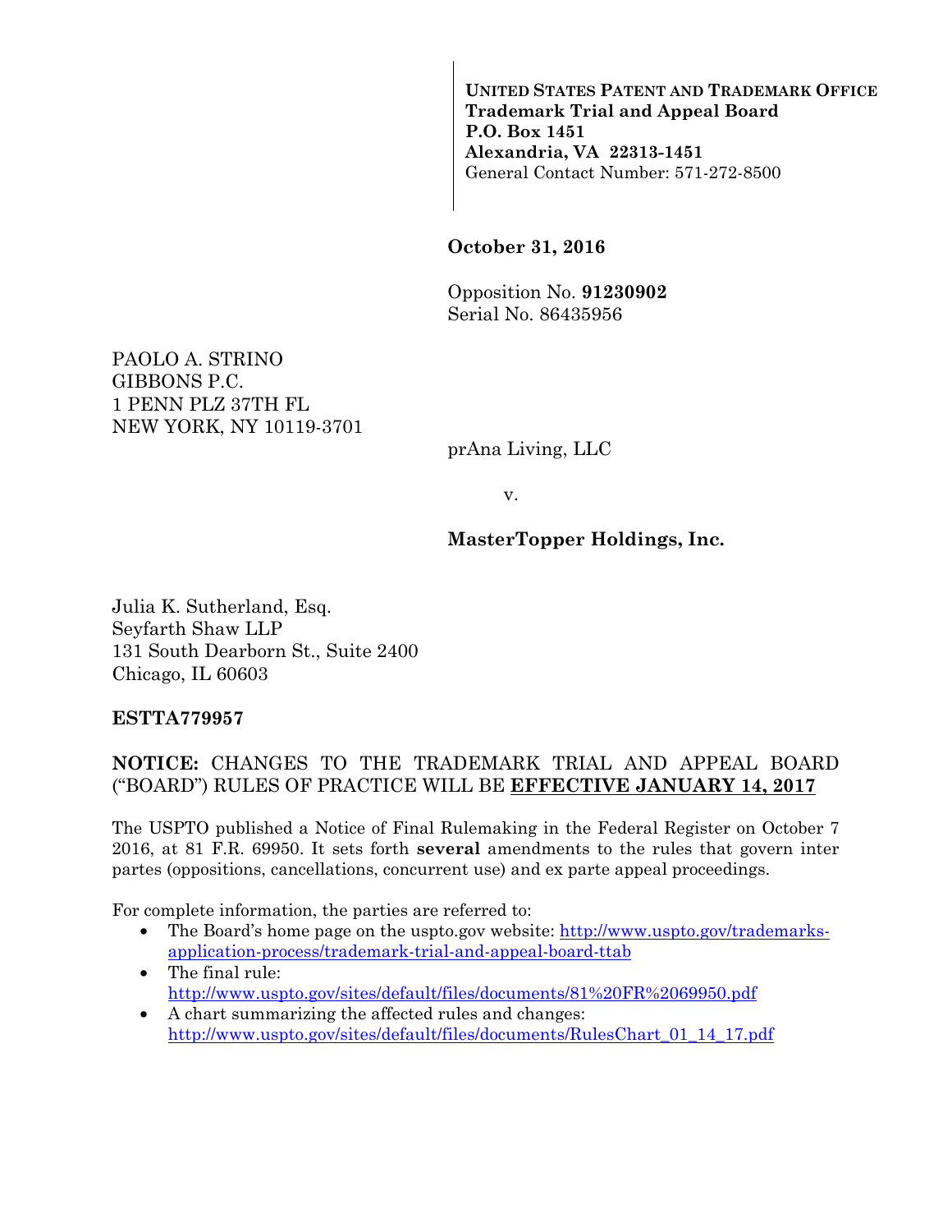**UNITED STATES PATENT AND TRADEMARK OFFICE**
**Trademark Trial and Appeal Board**
**P.O. Box 1451**
**Alexandria, VA 22313-1451**
General Contact Number: 571-272-8500

**October 31, 2016**

Opposition No. **91230902**
Serial No. 86435956

PAOLO A. STRINO
GIBBONS P.C.
1 PENN PLZ 37TH FL
NEW YORK, NY 10119-3701

prAna Living, LLC

v.

**MasterTopper Holdings, Inc.**

Julia K. Sutherland, Esq.
Seyfarth Shaw LLP
131 South Dearborn St., Suite 2400
Chicago, IL 60603

**ESTTA779957**

**NOTICE:** CHANGES TO THE TRADEMARK TRIAL AND APPEAL BOARD ("BOARD") RULES OF PRACTICE WILL BE **EFFECTIVE JANUARY 14, 2017**

The USPTO published a Notice of Final Rulemaking in the Federal Register on October 7 2016, at 81 F.R. 69950. It sets forth **several** amendments to the rules that govern inter partes (oppositions, cancellations, concurrent use) and ex parte appeal proceedings.

For complete information, the parties are referred to:

- The Board's home page on the uspto.gov website: http://www.uspto.gov/trademarks-application-process/trademark-trial-and-appeal-board-ttab
- The final rule: http://www.uspto.gov/sites/default/files/documents/81%20FR%2069950.pdf
- A chart summarizing the affected rules and changes: http://www.uspto.gov/sites/default/files/documents/RulesChart_01_14_17.pdf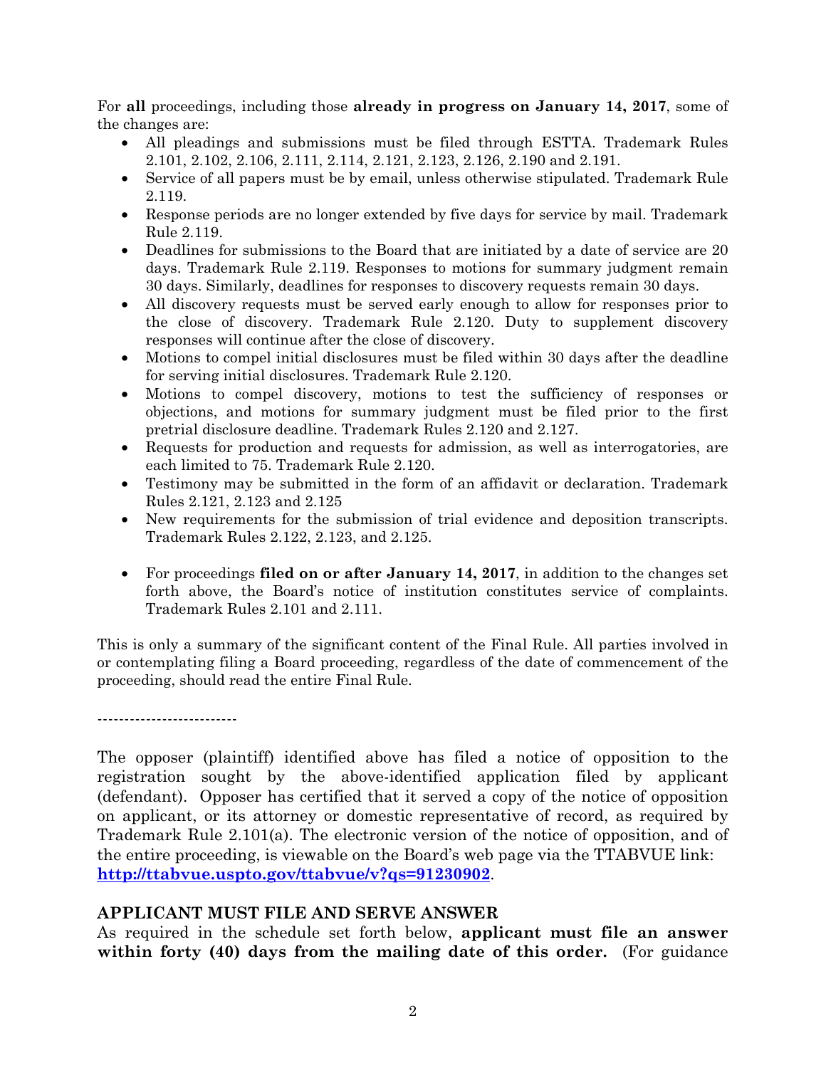For **all** proceedings, including those **already in progress on January 14, 2017**, some of the changes are:

- All pleadings and submissions must be filed through ESTTA. Trademark Rules 2.101, 2.102, 2.106, 2.111, 2.114, 2.121, 2.123, 2.126, 2.190 and 2.191.
- Service of all papers must be by email, unless otherwise stipulated. Trademark Rule 2.119.
- Response periods are no longer extended by five days for service by mail. Trademark Rule 2.119.
- Deadlines for submissions to the Board that are initiated by a date of service are 20 days. Trademark Rule 2.119. Responses to motions for summary judgment remain 30 days. Similarly, deadlines for responses to discovery requests remain 30 days.
- All discovery requests must be served early enough to allow for responses prior to the close of discovery. Trademark Rule 2.120. Duty to supplement discovery responses will continue after the close of discovery.
- Motions to compel initial disclosures must be filed within 30 days after the deadline for serving initial disclosures. Trademark Rule 2.120.
- Motions to compel discovery, motions to test the sufficiency of responses or objections, and motions for summary judgment must be filed prior to the first pretrial disclosure deadline. Trademark Rules 2.120 and 2.127.
- Requests for production and requests for admission, as well as interrogatories, are each limited to 75. Trademark Rule 2.120.
- Testimony may be submitted in the form of an affidavit or declaration. Trademark Rules 2.121, 2.123 and 2.125
- New requirements for the submission of trial evidence and deposition transcripts. Trademark Rules 2.122, 2.123, and 2.125.

- For proceedings **filed on or after January 14, 2017**, in addition to the changes set forth above, the Board's notice of institution constitutes service of complaints. Trademark Rules 2.101 and 2.111.

This is only a summary of the significant content of the Final Rule. All parties involved in or contemplating filing a Board proceeding, regardless of the date of commencement of the proceeding, should read the entire Final Rule.

-------------------------

The opposer (plaintiff) identified above has filed a notice of opposition to the registration sought by the above-identified application filed by applicant (defendant). Opposer has certified that it served a copy of the notice of opposition on applicant, or its attorney or domestic representative of record, as required by Trademark Rule 2.101(a). The electronic version of the notice of opposition, and of the entire proceeding, is viewable on the Board's web page via the TTABVUE link: **http://ttabvue.uspto.gov/ttabvue/v?qs=91230902**.

## APPLICANT MUST FILE AND SERVE ANSWER

As required in the schedule set forth below, **applicant must file an answer within forty (40) days from the mailing date of this order.** (For guidance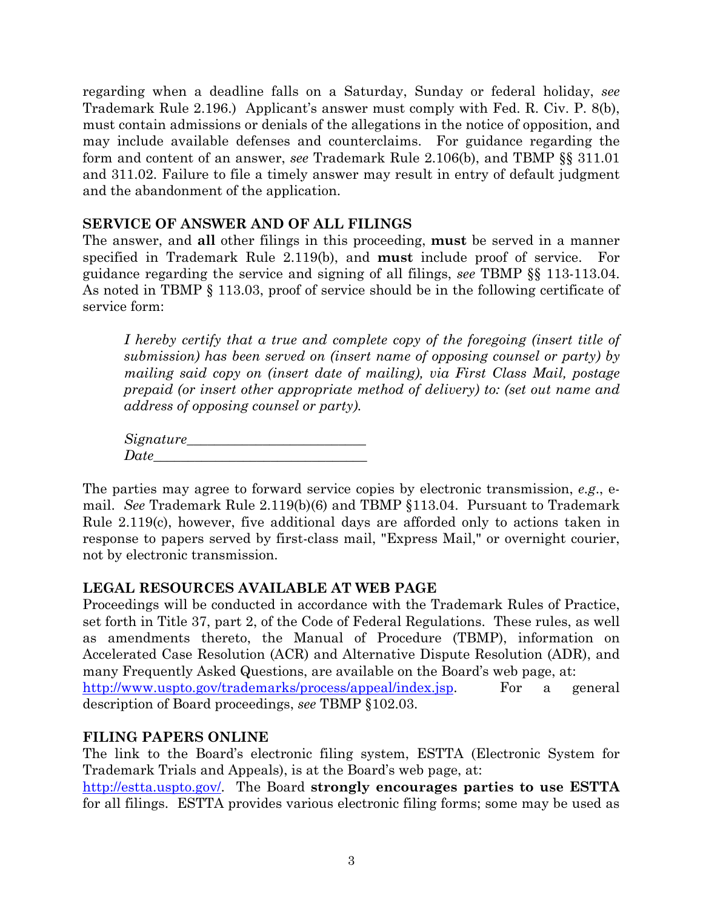regarding when a deadline falls on a Saturday, Sunday or federal holiday, *see* Trademark Rule 2.196.) Applicant's answer must comply with Fed. R. Civ. P. 8(b), must contain admissions or denials of the allegations in the notice of opposition, and may include available defenses and counterclaims. For guidance regarding the form and content of an answer, *see* Trademark Rule 2.106(b), and TBMP §§ 311.01 and 311.02. Failure to file a timely answer may result in entry of default judgment and the abandonment of the application.

**SERVICE OF ANSWER AND OF ALL FILINGS**

The answer, and **all** other filings in this proceeding, **must** be served in a manner specified in Trademark Rule 2.119(b), and **must** include proof of service. For guidance regarding the service and signing of all filings, *see* TBMP §§ 113-113.04. As noted in TBMP § 113.03, proof of service should be in the following certificate of service form:

> *I hereby certify that a true and complete copy of the foregoing (insert title of submission) has been served on (insert name of opposing counsel or party) by mailing said copy on (insert date of mailing), via First Class Mail, postage prepaid (or insert other appropriate method of delivery) to: (set out name and address of opposing counsel or party).*
>
> *Signature*\_\_\_\_\_\_\_\_\_\_\_\_\_\_\_\_\_\_\_\_\_\_\_\_\_\_
> *Date*\_\_\_\_\_\_\_\_\_\_\_\_\_\_\_\_\_\_\_\_\_\_\_\_\_\_\_\_\_\_\_

The parties may agree to forward service copies by electronic transmission, *e.g.*, e-mail. *See* Trademark Rule 2.119(b)(6) and TBMP §113.04. Pursuant to Trademark Rule 2.119(c), however, five additional days are afforded only to actions taken in response to papers served by first-class mail, "Express Mail," or overnight courier, not by electronic transmission.

**LEGAL RESOURCES AVAILABLE AT WEB PAGE**

Proceedings will be conducted in accordance with the Trademark Rules of Practice, set forth in Title 37, part 2, of the Code of Federal Regulations. These rules, as well as amendments thereto, the Manual of Procedure (TBMP), information on Accelerated Case Resolution (ACR) and Alternative Dispute Resolution (ADR), and many Frequently Asked Questions, are available on the Board's web page, at: http://www.uspto.gov/trademarks/process/appeal/index.jsp. For a general description of Board proceedings, *see* TBMP §102.03.

**FILING PAPERS ONLINE**

The link to the Board's electronic filing system, ESTTA (Electronic System for Trademark Trials and Appeals), is at the Board's web page, at: http://estta.uspto.gov/. The Board **strongly encourages parties to use ESTTA** for all filings. ESTTA provides various electronic filing forms; some may be used as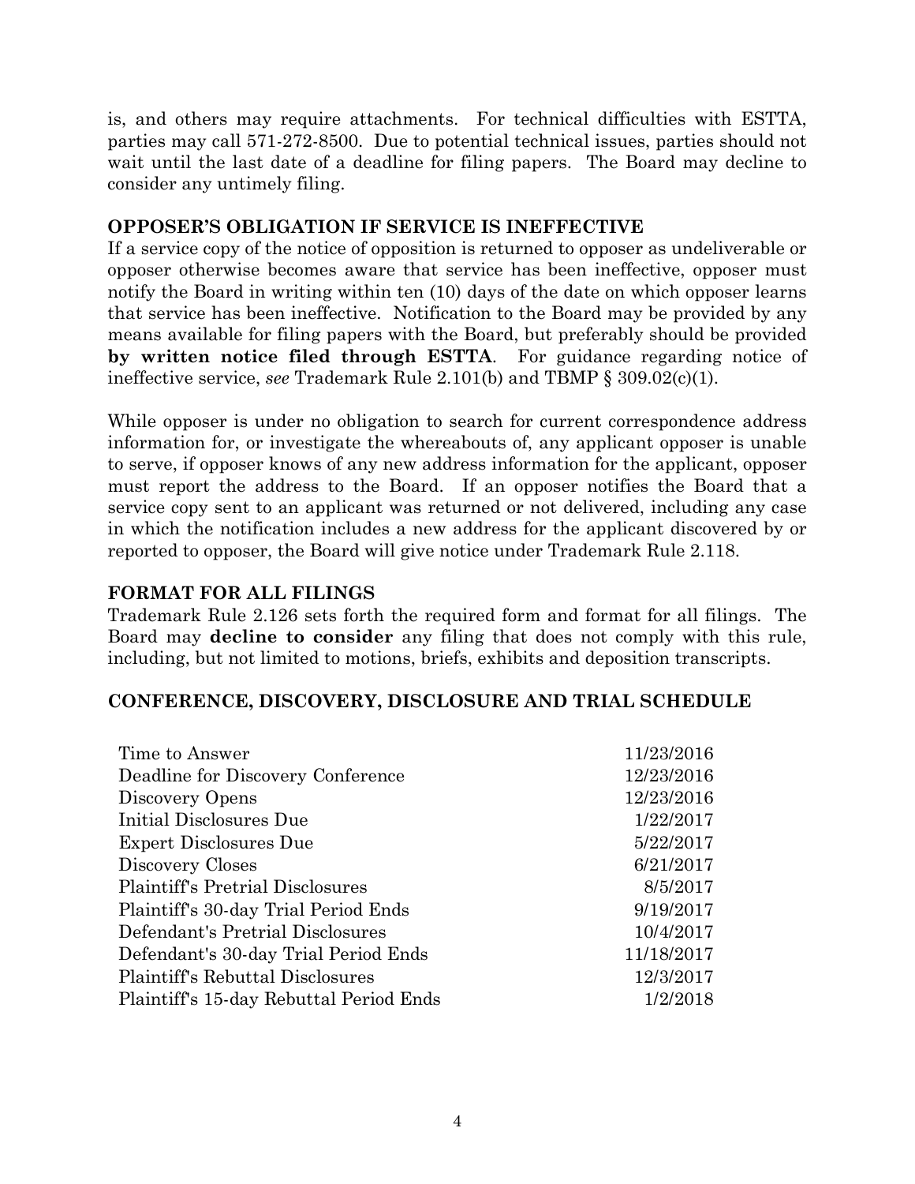is, and others may require attachments. For technical difficulties with ESTTA, parties may call 571-272-8500. Due to potential technical issues, parties should not wait until the last date of a deadline for filing papers. The Board may decline to consider any untimely filing.

## OPPOSER'S OBLIGATION IF SERVICE IS INEFFECTIVE

If a service copy of the notice of opposition is returned to opposer as undeliverable or opposer otherwise becomes aware that service has been ineffective, opposer must notify the Board in writing within ten (10) days of the date on which opposer learns that service has been ineffective. Notification to the Board may be provided by any means available for filing papers with the Board, but preferably should be provided **by written notice filed through ESTTA**. For guidance regarding notice of ineffective service, *see* Trademark Rule 2.101(b) and TBMP § 309.02(c)(1).

While opposer is under no obligation to search for current correspondence address information for, or investigate the whereabouts of, any applicant opposer is unable to serve, if opposer knows of any new address information for the applicant, opposer must report the address to the Board. If an opposer notifies the Board that a service copy sent to an applicant was returned or not delivered, including any case in which the notification includes a new address for the applicant discovered by or reported to opposer, the Board will give notice under Trademark Rule 2.118.

## FORMAT FOR ALL FILINGS

Trademark Rule 2.126 sets forth the required form and format for all filings. The Board may **decline to consider** any filing that does not comply with this rule, including, but not limited to motions, briefs, exhibits and deposition transcripts.

## CONFERENCE, DISCOVERY, DISCLOSURE AND TRIAL SCHEDULE

| | |
|---|---|
| Time to Answer | 11/23/2016 |
| Deadline for Discovery Conference | 12/23/2016 |
| Discovery Opens | 12/23/2016 |
| Initial Disclosures Due | 1/22/2017 |
| Expert Disclosures Due | 5/22/2017 |
| Discovery Closes | 6/21/2017 |
| Plaintiff's Pretrial Disclosures | 8/5/2017 |
| Plaintiff's 30-day Trial Period Ends | 9/19/2017 |
| Defendant's Pretrial Disclosures | 10/4/2017 |
| Defendant's 30-day Trial Period Ends | 11/18/2017 |
| Plaintiff's Rebuttal Disclosures | 12/3/2017 |
| Plaintiff's 15-day Rebuttal Period Ends | 1/2/2018 |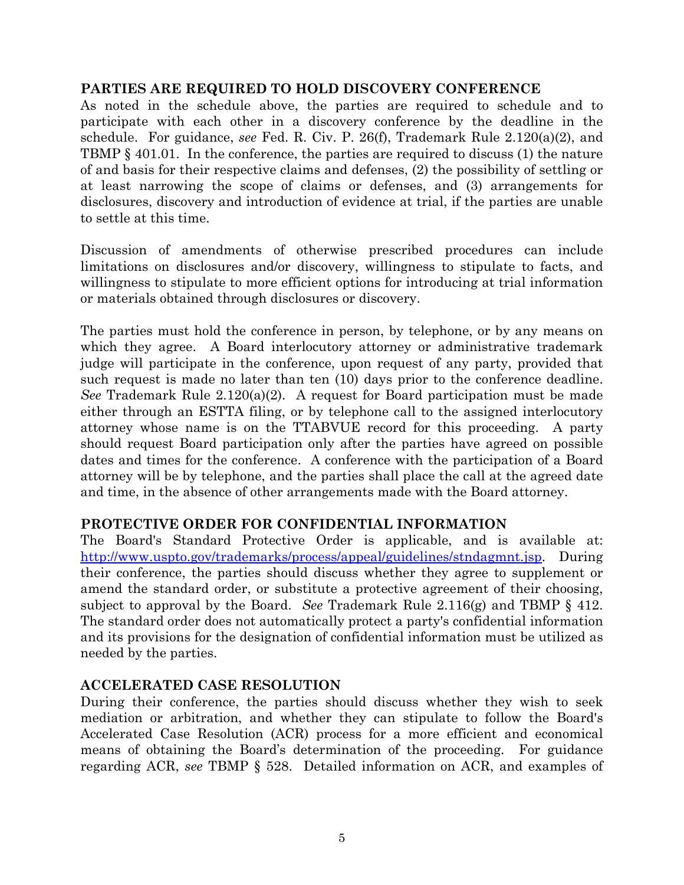## PARTIES ARE REQUIRED TO HOLD DISCOVERY CONFERENCE

As noted in the schedule above, the parties are required to schedule and to participate with each other in a discovery conference by the deadline in the schedule. For guidance, *see* Fed. R. Civ. P. 26(f), Trademark Rule 2.120(a)(2), and TBMP § 401.01. In the conference, the parties are required to discuss (1) the nature of and basis for their respective claims and defenses, (2) the possibility of settling or at least narrowing the scope of claims or defenses, and (3) arrangements for disclosures, discovery and introduction of evidence at trial, if the parties are unable to settle at this time.

Discussion of amendments of otherwise prescribed procedures can include limitations on disclosures and/or discovery, willingness to stipulate to facts, and willingness to stipulate to more efficient options for introducing at trial information or materials obtained through disclosures or discovery.

The parties must hold the conference in person, by telephone, or by any means on which they agree. A Board interlocutory attorney or administrative trademark judge will participate in the conference, upon request of any party, provided that such request is made no later than ten (10) days prior to the conference deadline. *See* Trademark Rule 2.120(a)(2). A request for Board participation must be made either through an ESTTA filing, or by telephone call to the assigned interlocutory attorney whose name is on the TTABVUE record for this proceeding. A party should request Board participation only after the parties have agreed on possible dates and times for the conference. A conference with the participation of a Board attorney will be by telephone, and the parties shall place the call at the agreed date and time, in the absence of other arrangements made with the Board attorney.

## PROTECTIVE ORDER FOR CONFIDENTIAL INFORMATION

The Board's Standard Protective Order is applicable, and is available at: [http://www.uspto.gov/trademarks/process/appeal/guidelines/stndagmnt.jsp](http://www.uspto.gov/trademarks/process/appeal/guidelines/stndagmnt.jsp). During their conference, the parties should discuss whether they agree to supplement or amend the standard order, or substitute a protective agreement of their choosing, subject to approval by the Board. *See* Trademark Rule 2.116(g) and TBMP § 412. The standard order does not automatically protect a party's confidential information and its provisions for the designation of confidential information must be utilized as needed by the parties.

## ACCELERATED CASE RESOLUTION

During their conference, the parties should discuss whether they wish to seek mediation or arbitration, and whether they can stipulate to follow the Board's Accelerated Case Resolution (ACR) process for a more efficient and economical means of obtaining the Board's determination of the proceeding. For guidance regarding ACR, *see* TBMP § 528. Detailed information on ACR, and examples of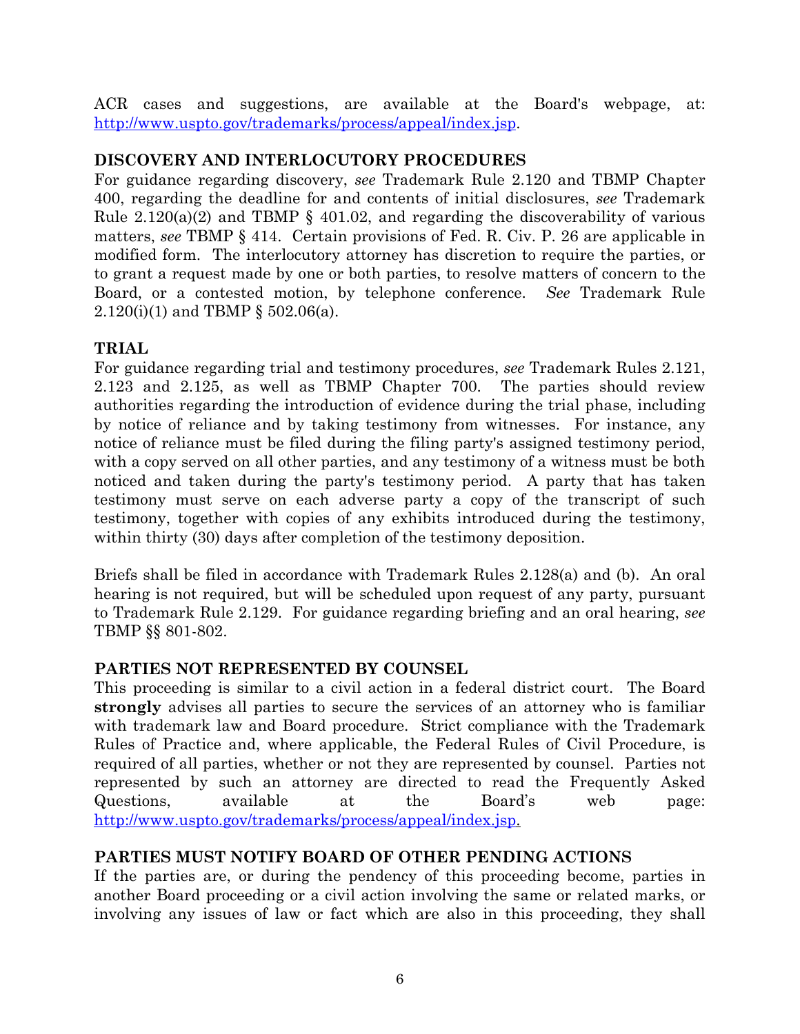ACR cases and suggestions, are available at the Board's webpage, at: [http://www.uspto.gov/trademarks/process/appeal/index.jsp](http://www.uspto.gov/trademarks/process/appeal/index.jsp).

## DISCOVERY AND INTERLOCUTORY PROCEDURES

For guidance regarding discovery, *see* Trademark Rule 2.120 and TBMP Chapter 400, regarding the deadline for and contents of initial disclosures, *see* Trademark Rule 2.120(a)(2) and TBMP § 401.02, and regarding the discoverability of various matters, *see* TBMP § 414. Certain provisions of Fed. R. Civ. P. 26 are applicable in modified form. The interlocutory attorney has discretion to require the parties, or to grant a request made by one or both parties, to resolve matters of concern to the Board, or a contested motion, by telephone conference. *See* Trademark Rule 2.120(i)(1) and TBMP § 502.06(a).

## TRIAL

For guidance regarding trial and testimony procedures, *see* Trademark Rules 2.121, 2.123 and 2.125, as well as TBMP Chapter 700. The parties should review authorities regarding the introduction of evidence during the trial phase, including by notice of reliance and by taking testimony from witnesses. For instance, any notice of reliance must be filed during the filing party's assigned testimony period, with a copy served on all other parties, and any testimony of a witness must be both noticed and taken during the party's testimony period. A party that has taken testimony must serve on each adverse party a copy of the transcript of such testimony, together with copies of any exhibits introduced during the testimony, within thirty (30) days after completion of the testimony deposition.

Briefs shall be filed in accordance with Trademark Rules 2.128(a) and (b). An oral hearing is not required, but will be scheduled upon request of any party, pursuant to Trademark Rule 2.129. For guidance regarding briefing and an oral hearing, *see* TBMP §§ 801-802.

## PARTIES NOT REPRESENTED BY COUNSEL

This proceeding is similar to a civil action in a federal district court. The Board **strongly** advises all parties to secure the services of an attorney who is familiar with trademark law and Board procedure. Strict compliance with the Trademark Rules of Practice and, where applicable, the Federal Rules of Civil Procedure, is required of all parties, whether or not they are represented by counsel. Parties not represented by such an attorney are directed to read the Frequently Asked Questions, available at the Board's web page: [http://www.uspto.gov/trademarks/process/appeal/index.jsp](http://www.uspto.gov/trademarks/process/appeal/index.jsp).

## PARTIES MUST NOTIFY BOARD OF OTHER PENDING ACTIONS

If the parties are, or during the pendency of this proceeding become, parties in another Board proceeding or a civil action involving the same or related marks, or involving any issues of law or fact which are also in this proceeding, they shall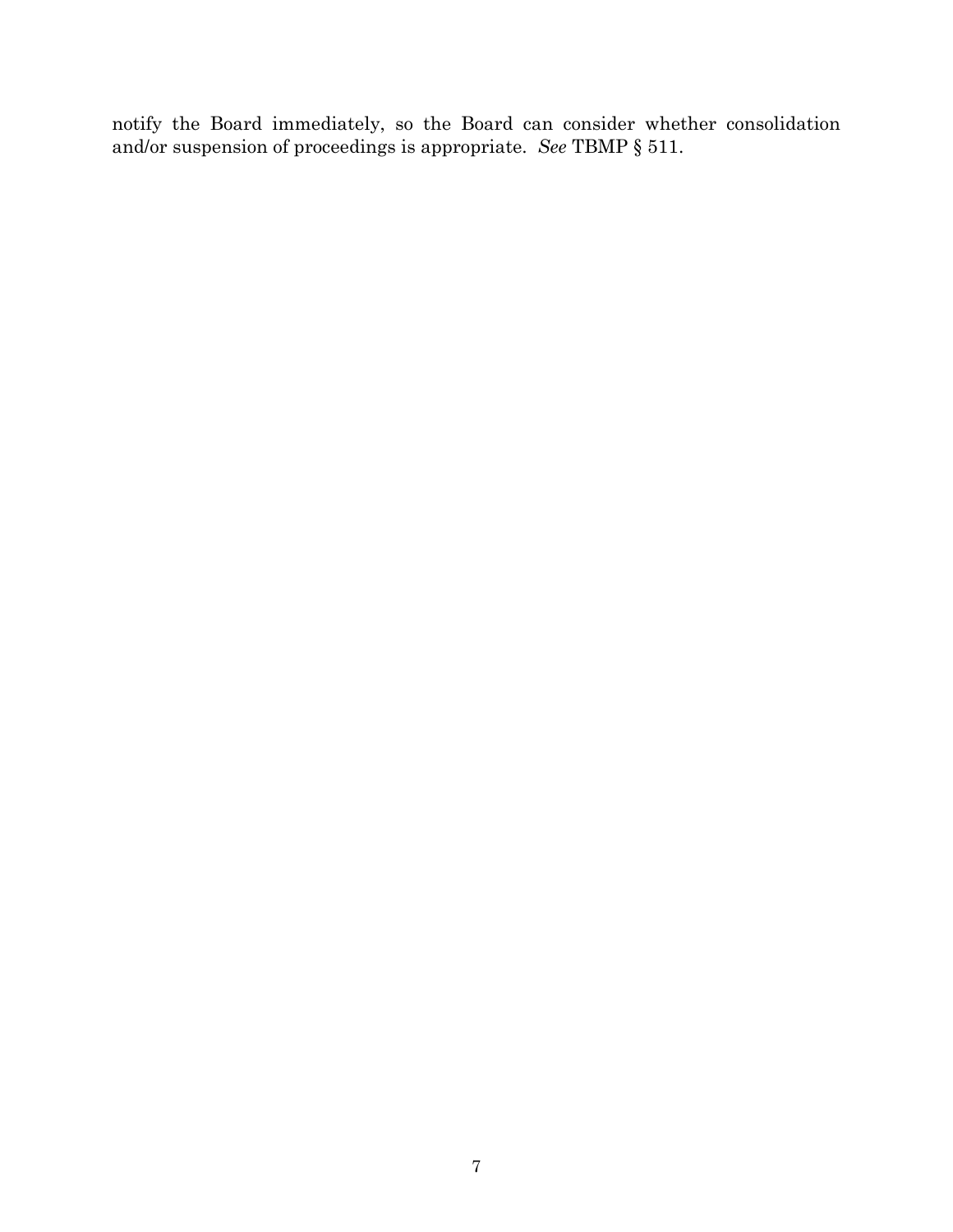notify the Board immediately, so the Board can consider whether consolidation and/or suspension of proceedings is appropriate. *See* TBMP § 511.